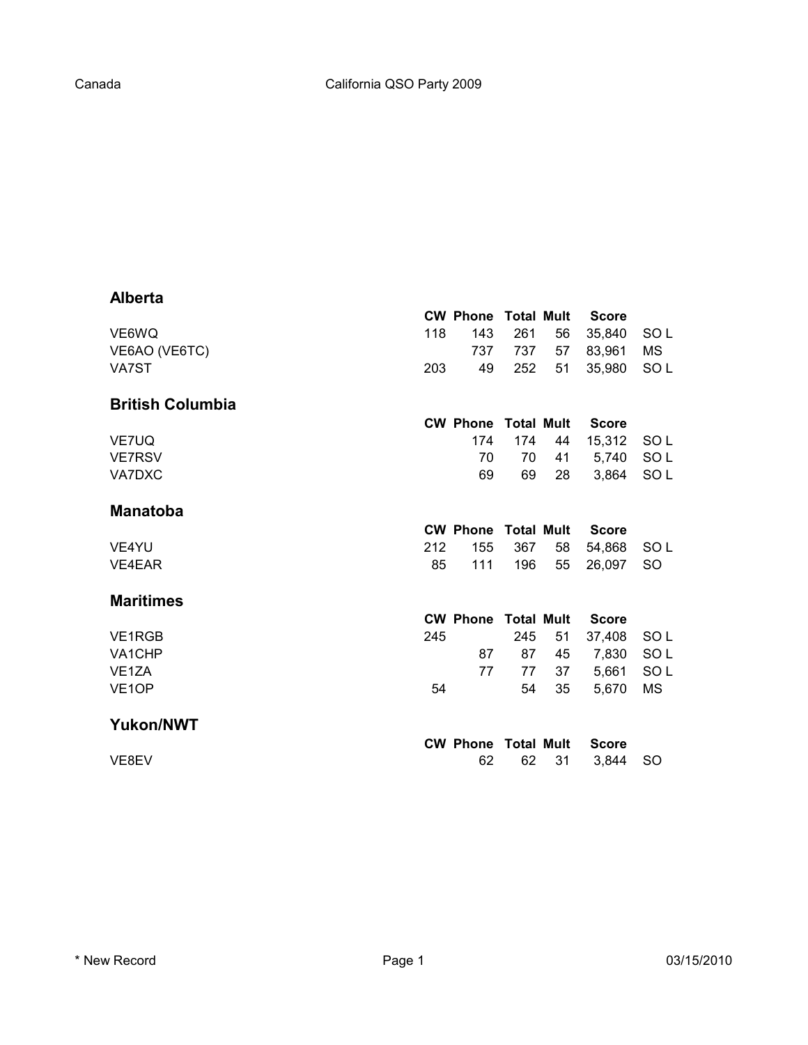Canada

California QSO Party 2009

## Alberta

| | CW | Phone | Total | Mult | Score | |
|---|---|---|---|---|---|---|
| VE6WQ | 118 | 143 | 261 | 56 | 35,840 | SO L |
| VE6AO (VE6TC) | | 737 | 737 | 57 | 83,961 | MS |
| VA7ST | 203 | 49 | 252 | 51 | 35,980 | SO L |

## British Columbia

| | CW | Phone | Total | Mult | Score | |
|---|---|---|---|---|---|---|
| VE7UQ | | 174 | 174 | 44 | 15,312 | SO L |
| VE7RSV | | 70 | 70 | 41 | 5,740 | SO L |
| VA7DXC | | 69 | 69 | 28 | 3,864 | SO L |

## Manatoba

| | CW | Phone | Total | Mult | Score | |
|---|---|---|---|---|---|---|
| VE4YU | 212 | 155 | 367 | 58 | 54,868 | SO L |
| VE4EAR | 85 | 111 | 196 | 55 | 26,097 | SO |

## Maritimes

| | CW | Phone | Total | Mult | Score | |
|---|---|---|---|---|---|---|
| VE1RGB | 245 | | 245 | 51 | 37,408 | SO L |
| VA1CHP | | 87 | 87 | 45 | 7,830 | SO L |
| VE1ZA | | 77 | 77 | 37 | 5,661 | SO L |
| VE1OP | 54 | | 54 | 35 | 5,670 | MS |

## Yukon/NWT

| | CW | Phone | Total | Mult | Score | |
|---|---|---|---|---|---|---|
| VE8EV | | 62 | 62 | 31 | 3,844 | SO |

* New Record

03/15/2010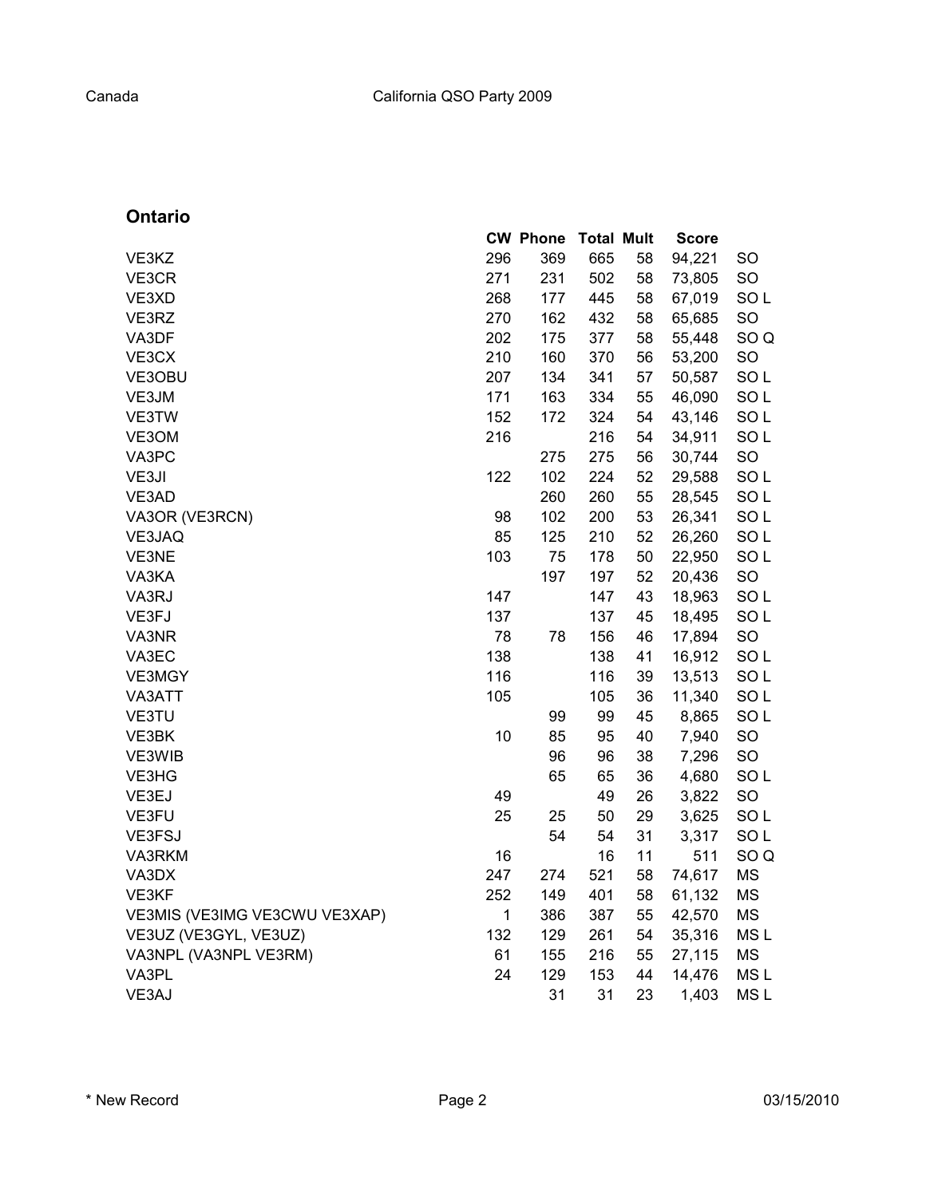## Ontario

| | CW | Phone | Total | Mult | Score | |
|---|---|---|---|---|---|---|
| VE3KZ | 296 | 369 | 665 | 58 | 94,221 | SO |
| VE3CR | 271 | 231 | 502 | 58 | 73,805 | SO |
| VE3XD | 268 | 177 | 445 | 58 | 67,019 | SO L |
| VE3RZ | 270 | 162 | 432 | 58 | 65,685 | SO |
| VA3DF | 202 | 175 | 377 | 58 | 55,448 | SO Q |
| VE3CX | 210 | 160 | 370 | 56 | 53,200 | SO |
| VE3OBU | 207 | 134 | 341 | 57 | 50,587 | SO L |
| VE3JM | 171 | 163 | 334 | 55 | 46,090 | SO L |
| VE3TW | 152 | 172 | 324 | 54 | 43,146 | SO L |
| VE3OM | 216 | | 216 | 54 | 34,911 | SO L |
| VA3PC | | 275 | 275 | 56 | 30,744 | SO |
| VE3JI | 122 | 102 | 224 | 52 | 29,588 | SO L |
| VE3AD | | 260 | 260 | 55 | 28,545 | SO L |
| VA3OR (VE3RCN) | 98 | 102 | 200 | 53 | 26,341 | SO L |
| VE3JAQ | 85 | 125 | 210 | 52 | 26,260 | SO L |
| VE3NE | 103 | 75 | 178 | 50 | 22,950 | SO L |
| VA3KA | | 197 | 197 | 52 | 20,436 | SO |
| VA3RJ | 147 | | 147 | 43 | 18,963 | SO L |
| VE3FJ | 137 | | 137 | 45 | 18,495 | SO L |
| VA3NR | 78 | 78 | 156 | 46 | 17,894 | SO |
| VA3EC | 138 | | 138 | 41 | 16,912 | SO L |
| VE3MGY | 116 | | 116 | 39 | 13,513 | SO L |
| VA3ATT | 105 | | 105 | 36 | 11,340 | SO L |
| VE3TU | | 99 | 99 | 45 | 8,865 | SO L |
| VE3BK | 10 | 85 | 95 | 40 | 7,940 | SO |
| VE3WIB | | 96 | 96 | 38 | 7,296 | SO |
| VE3HG | | 65 | 65 | 36 | 4,680 | SO L |
| VE3EJ | 49 | | 49 | 26 | 3,822 | SO |
| VE3FU | 25 | 25 | 50 | 29 | 3,625 | SO L |
| VE3FSJ | | 54 | 54 | 31 | 3,317 | SO L |
| VA3RKM | 16 | | 16 | 11 | 511 | SO Q |
| VA3DX | 247 | 274 | 521 | 58 | 74,617 | MS |
| VE3KF | 252 | 149 | 401 | 58 | 61,132 | MS |
| VE3MIS (VE3IMG VE3CWU VE3XAP) | 1 | 386 | 387 | 55 | 42,570 | MS |
| VE3UZ (VE3GYL, VE3UZ) | 132 | 129 | 261 | 54 | 35,316 | MS L |
| VA3NPL (VA3NPL VE3RM) | 61 | 155 | 216 | 55 | 27,115 | MS |
| VA3PL | 24 | 129 | 153 | 44 | 14,476 | MS L |
| VE3AJ | | 31 | 31 | 23 | 1,403 | MS L |

* New Record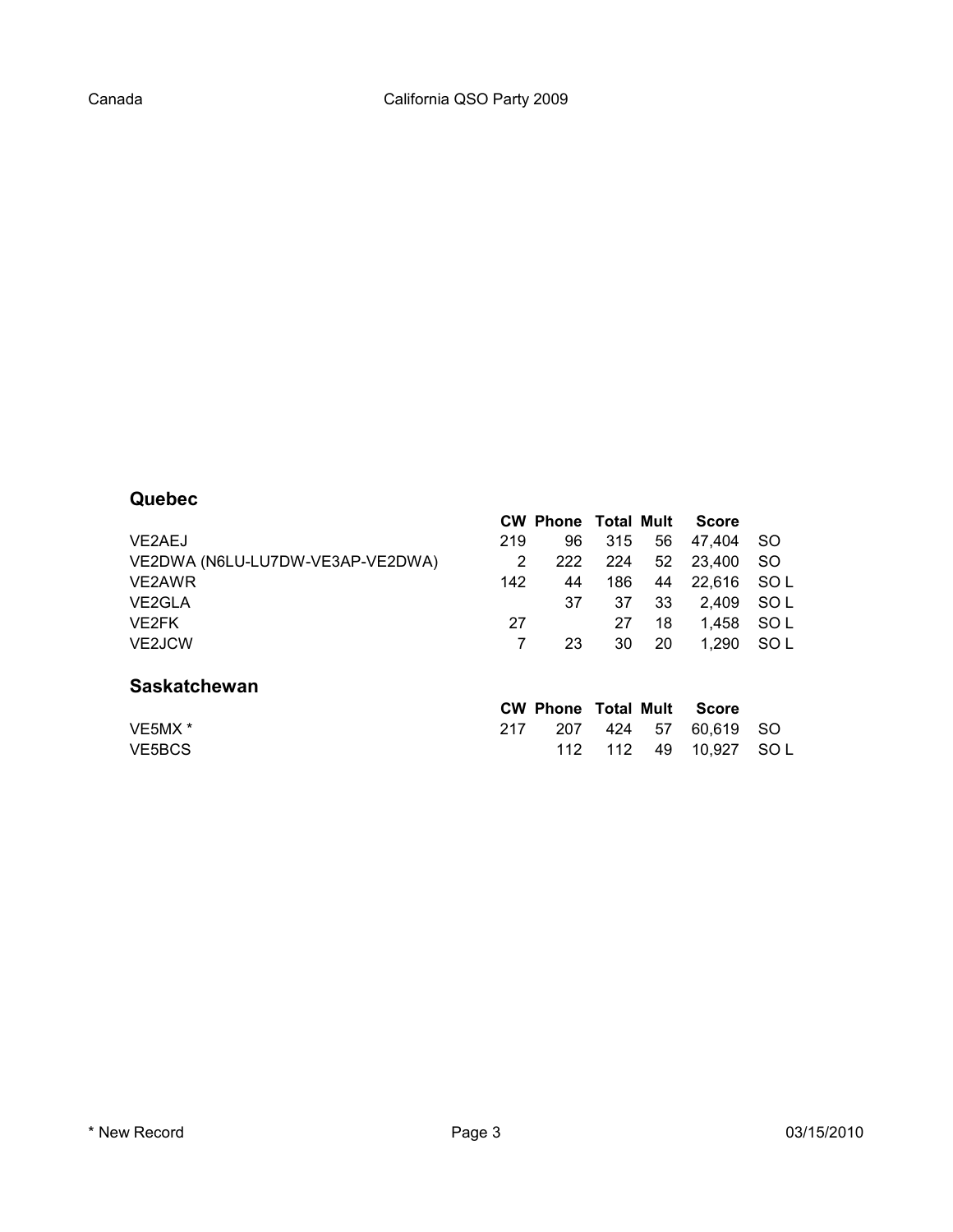## Quebec

| | CW | Phone | Total | Mult | Score | |
|---|---|---|---|---|---|---|
| VE2AEJ | 219 | 96 | 315 | 56 | 47,404 | SO |
| VE2DWA (N6LU-LU7DW-VE3AP-VE2DWA) | 2 | 222 | 224 | 52 | 23,400 | SO |
| VE2AWR | 142 | 44 | 186 | 44 | 22,616 | SO L |
| VE2GLA | | 37 | 37 | 33 | 2,409 | SO L |
| VE2FK | 27 | | 27 | 18 | 1,458 | SO L |
| VE2JCW | 7 | 23 | 30 | 20 | 1,290 | SO L |

## Saskatchewan

| | CW | Phone | Total | Mult | Score | |
|---|---|---|---|---|---|---|
| VE5MX * | 217 | 207 | 424 | 57 | 60,619 | SO |
| VE5BCS | | 112 | 112 | 49 | 10,927 | SO L |

* New Record